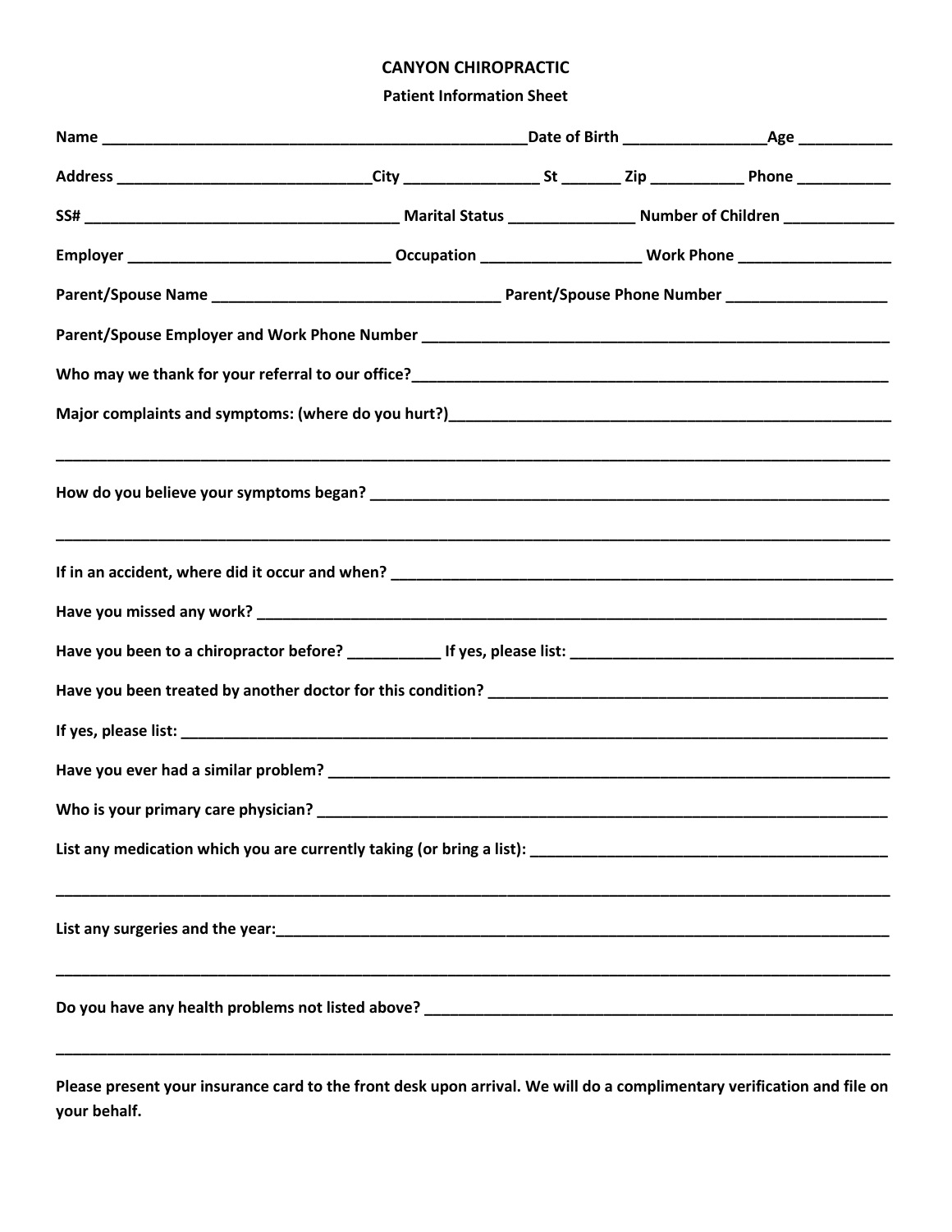# CANYON CHIROPRACTIC

## Patient Information Sheet

**Name** ________________________________________________ **Date of Birth** ________________ **Age** ___________

**Address** ______________________________ **City** ________________ **St** _______ **Zip** ___________ **Phone** ___________

**SS#** ____________________________________ **Marital Status** _______________ **Number of Children** _____________

**Employer** ______________________________ **Occupation** __________________ **Work Phone** __________________

**Parent/Spouse Name** _________________________________ **Parent/Spouse Phone Number** ___________________

**Parent/Spouse Employer and Work Phone Number** ________________________________________________________

**Who may we thank for your referral to our office?** ________________________________________________________

**Major complaints and symptoms: (where do you hurt?)** ____________________________________________________

________________________________________________________________________________________________

**How do you believe your symptoms began?** ____________________________________________________________

________________________________________________________________________________________________

**If in an accident, where did it occur and when?** __________________________________________________________

**Have you missed any work?** _________________________________________________________________________

**Have you been to a chiropractor before?** ___________ **If yes, please list:** _____________________________________

**Have you been treated by another doctor for this condition?** _______________________________________________

**If yes, please list:** __________________________________________________________________________________

**Have you ever had a similar problem?** _________________________________________________________________

**Who is your primary care physician?** __________________________________________________________________

**List any medication which you are currently taking (or bring a list):** ________________________________________

________________________________________________________________________________________________

**List any surgeries and the year:** _______________________________________________________________________

________________________________________________________________________________________________

**Do you have any health problems not listed above?** ______________________________________________________

________________________________________________________________________________________________

**Please present your insurance card to the front desk upon arrival. We will do a complimentary verification and file on your behalf.**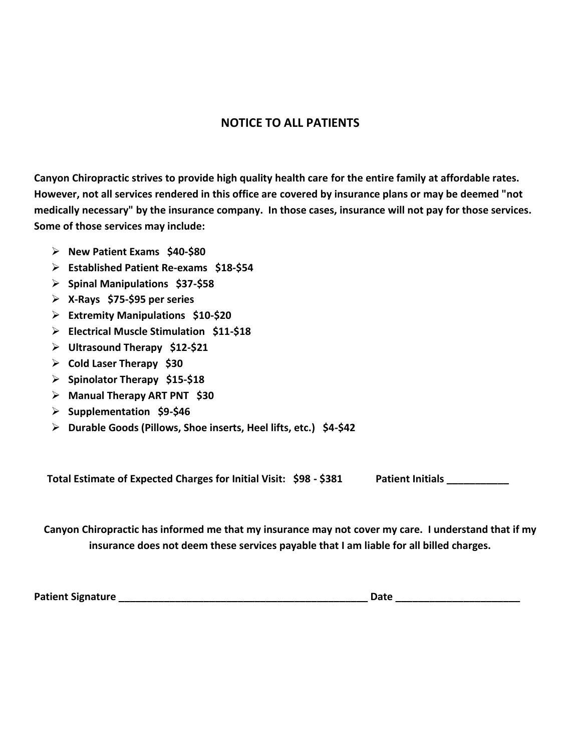## NOTICE TO ALL PATIENTS

**Canyon Chiropractic strives to provide high quality health care for the entire family at affordable rates. However, not all services rendered in this office are covered by insurance plans or may be deemed "not medically necessary" by the insurance company. In those cases, insurance will not pay for those services. Some of those services may include:**

- **New Patient Exams $40-$80**
- **Established Patient Re-exams $18-$54**
- **Spinal Manipulations $37-$58**
- **X-Rays $75-$95 per series**
- **Extremity Manipulations $10-$20**
- **Electrical Muscle Stimulation $11-$18**
- **Ultrasound Therapy $12-$21**
- **Cold Laser Therapy $30**
- **Spinolator Therapy $15-$18**
- **Manual Therapy ART PNT $30**
- **Supplementation $9-$46**
- **Durable Goods (Pillows, Shoe inserts, Heel lifts, etc.) $4-$42**

**Total Estimate of Expected Charges for Initial Visit: $98 - $381** **Patient Initials ___________**

**Canyon Chiropractic has informed me that my insurance may not cover my care. I understand that if my insurance does not deem these services payable that I am liable for all billed charges.**

**Patient Signature _____________________________________________ Date ______________________**